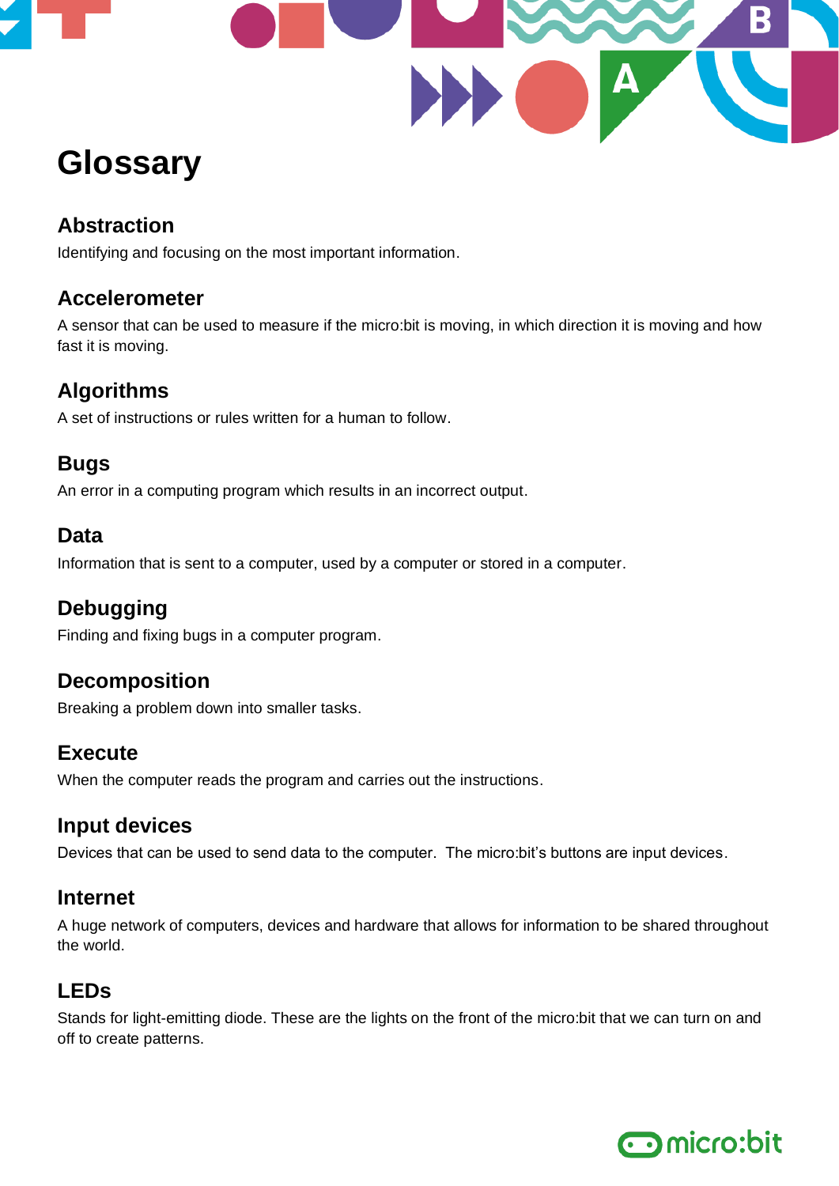# Glossary

## Abstraction

Identifying and focusing on the most important information.

## Accelerometer

A sensor that can be used to measure if the micro:bit is moving, in which direction it is moving and how fast it is moving.

## Algorithms

A set of instructions or rules written for a human to follow.

## Bugs

An error in a computing program which results in an incorrect output.

## Data

Information that is sent to a computer, used by a computer or stored in a computer.

## Debugging

Finding and fixing bugs in a computer program.

## Decomposition

Breaking a problem down into smaller tasks.

## Execute

When the computer reads the program and carries out the instructions.

## Input devices

Devices that can be used to send data to the computer. The micro:bit's buttons are input devices.

## Internet

A huge network of computers, devices and hardware that allows for information to be shared throughout the world.

## LEDs

Stands for light-emitting diode. These are the lights on the front of the micro:bit that we can turn on and off to create patterns.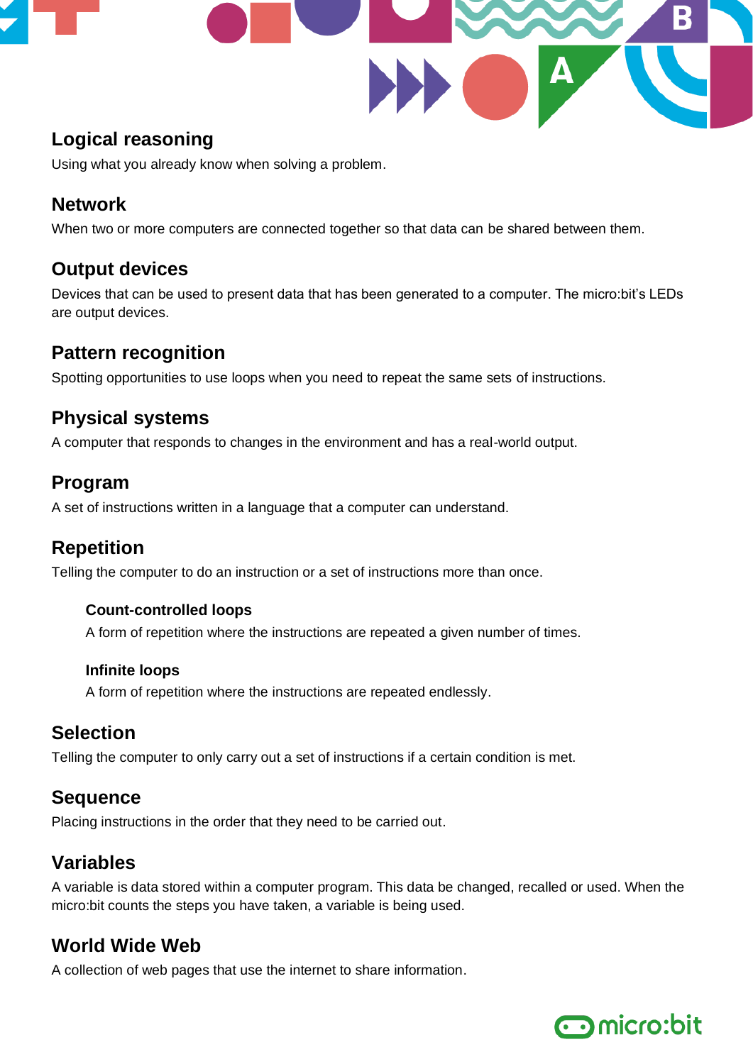## Logical reasoning

Using what you already know when solving a problem.

## Network

When two or more computers are connected together so that data can be shared between them.

## Output devices

Devices that can be used to present data that has been generated to a computer. The micro:bit's LEDs are output devices.

## Pattern recognition

Spotting opportunities to use loops when you need to repeat the same sets of instructions.

## Physical systems

A computer that responds to changes in the environment and has a real-world output.

## Program

A set of instructions written in a language that a computer can understand.

## Repetition

Telling the computer to do an instruction or a set of instructions more than once.

### Count-controlled loops

A form of repetition where the instructions are repeated a given number of times.

### Infinite loops

A form of repetition where the instructions are repeated endlessly.

## Selection

Telling the computer to only carry out a set of instructions if a certain condition is met.

## Sequence

Placing instructions in the order that they need to be carried out.

## Variables

A variable is data stored within a computer program. This data be changed, recalled or used. When the micro:bit counts the steps you have taken, a variable is being used.

## World Wide Web

A collection of web pages that use the internet to share information.